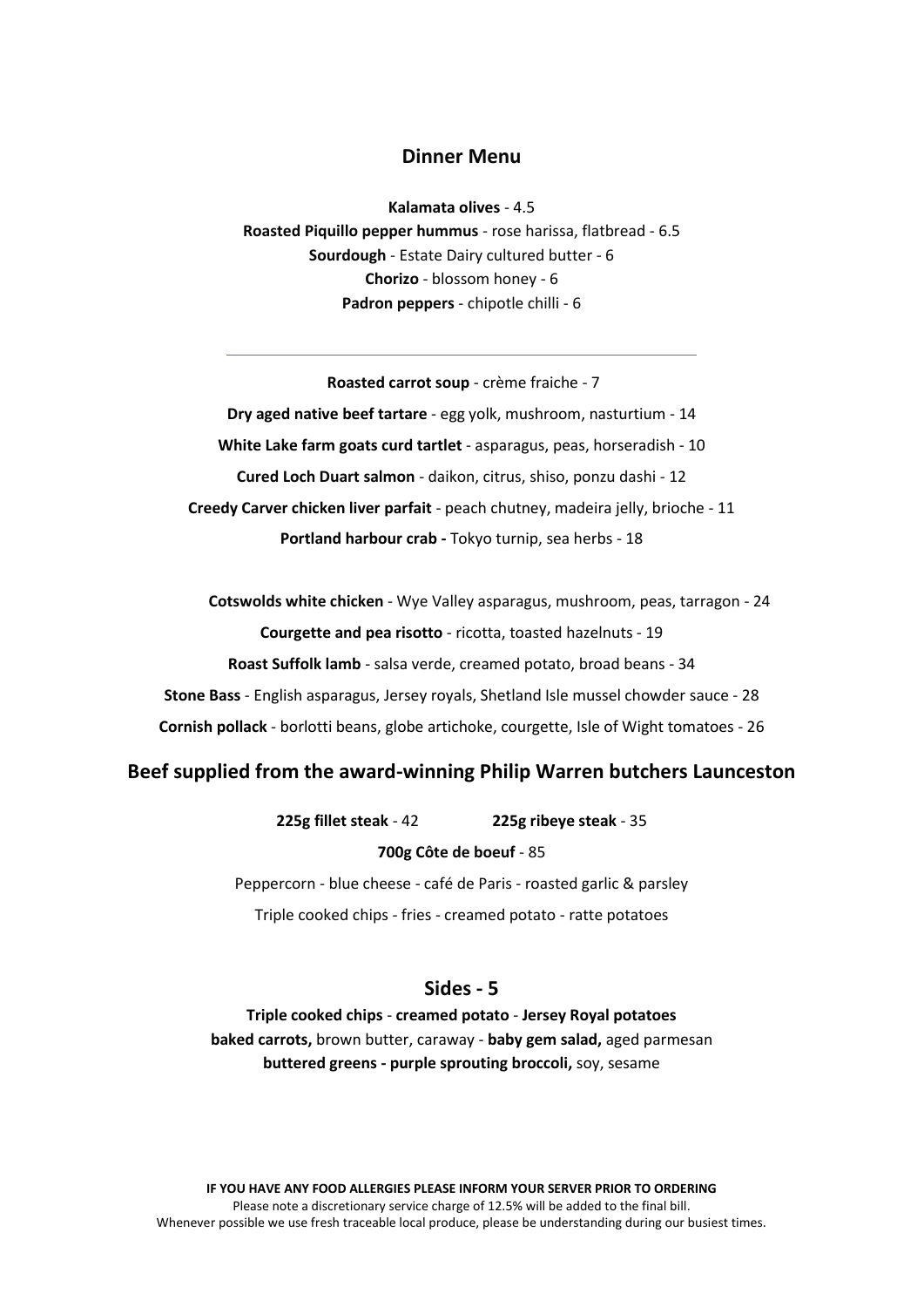# Dinner Menu

**Kalamata olives** - 4.5

**Roasted Piquillo pepper hummus** - rose harissa, flatbread - 6.5

**Sourdough** - Estate Dairy cultured butter - 6

**Chorizo** - blossom honey - 6

**Padron peppers** - chipotle chilli - 6

---

**Roasted carrot soup** - crème fraiche - 7

**Dry aged native beef tartare** - egg yolk, mushroom, nasturtium - 14

**White Lake farm goats curd tartlet** - asparagus, peas, horseradish - 10

**Cured Loch Duart salmon** - daikon, citrus, shiso, ponzu dashi - 12

**Creedy Carver chicken liver parfait** - peach chutney, madeira jelly, brioche - 11

**Portland harbour crab -** Tokyo turnip, sea herbs - 18

**Cotswolds white chicken** - Wye Valley asparagus, mushroom, peas, tarragon - 24

**Courgette and pea risotto** - ricotta, toasted hazelnuts - 19

**Roast Suffolk lamb** - salsa verde, creamed potato, broad beans - 34

**Stone Bass** - English asparagus, Jersey royals, Shetland Isle mussel chowder sauce - 28

**Cornish pollack** - borlotti beans, globe artichoke, courgette, Isle of Wight tomatoes - 26

## Beef supplied from the award-winning Philip Warren butchers Launceston

**225g fillet steak** - 42 **225g ribeye steak** - 35

**700g Côte de boeuf** - 85

Peppercorn - blue cheese - café de Paris - roasted garlic & parsley

Triple cooked chips - fries - creamed potato - ratte potatoes

## Sides - 5

**Triple cooked chips** - **creamed potato** - **Jersey Royal potatoes**

**baked carrots,** brown butter, caraway - **baby gem salad,** aged parmesan

**buttered greens - purple sprouting broccoli,** soy, sesame

**IF YOU HAVE ANY FOOD ALLERGIES PLEASE INFORM YOUR SERVER PRIOR TO ORDERING**

Please note a discretionary service charge of 12.5% will be added to the final bill.

Whenever possible we use fresh traceable local produce, please be understanding during our busiest times.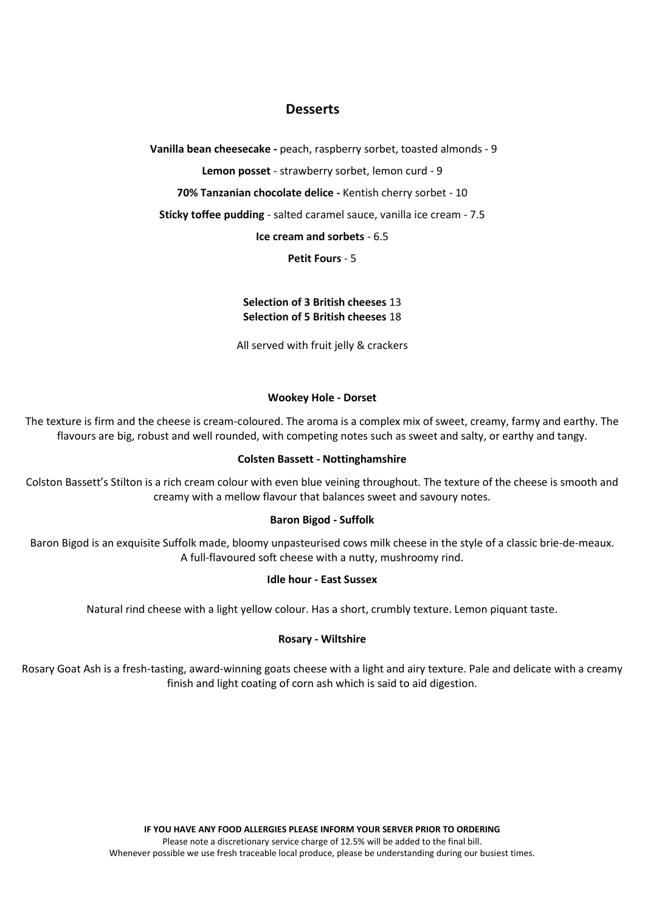## Desserts

**Vanilla bean cheesecake -** peach, raspberry sorbet, toasted almonds - 9

**Lemon posset** - strawberry sorbet, lemon curd - 9

**70% Tanzanian chocolate delice -** Kentish cherry sorbet - 10

**Sticky toffee pudding** - salted caramel sauce, vanilla ice cream - 7.5

**Ice cream and sorbets** - 6.5

**Petit Fours** - 5

**Selection of 3 British cheeses** 13
**Selection of 5 British cheeses** 18

All served with fruit jelly & crackers

**Wookey Hole - Dorset**

The texture is firm and the cheese is cream-coloured. The aroma is a complex mix of sweet, creamy, farmy and earthy. The flavours are big, robust and well rounded, with competing notes such as sweet and salty, or earthy and tangy.

**Colsten Bassett - Nottinghamshire**

Colston Bassett's Stilton is a rich cream colour with even blue veining throughout. The texture of the cheese is smooth and creamy with a mellow flavour that balances sweet and savoury notes.

**Baron Bigod - Suffolk**

Baron Bigod is an exquisite Suffolk made, bloomy unpasteurised cows milk cheese in the style of a classic brie-de-meaux. A full-flavoured soft cheese with a nutty, mushroomy rind.

**Idle hour - East Sussex**

Natural rind cheese with a light yellow colour. Has a short, crumbly texture. Lemon piquant taste.

**Rosary - Wiltshire**

Rosary Goat Ash is a fresh-tasting, award-winning goats cheese with a light and airy texture. Pale and delicate with a creamy finish and light coating of corn ash which is said to aid digestion.

**IF YOU HAVE ANY FOOD ALLERGIES PLEASE INFORM YOUR SERVER PRIOR TO ORDERING**
Please note a discretionary service charge of 12.5% will be added to the final bill.
Whenever possible we use fresh traceable local produce, please be understanding during our busiest times.